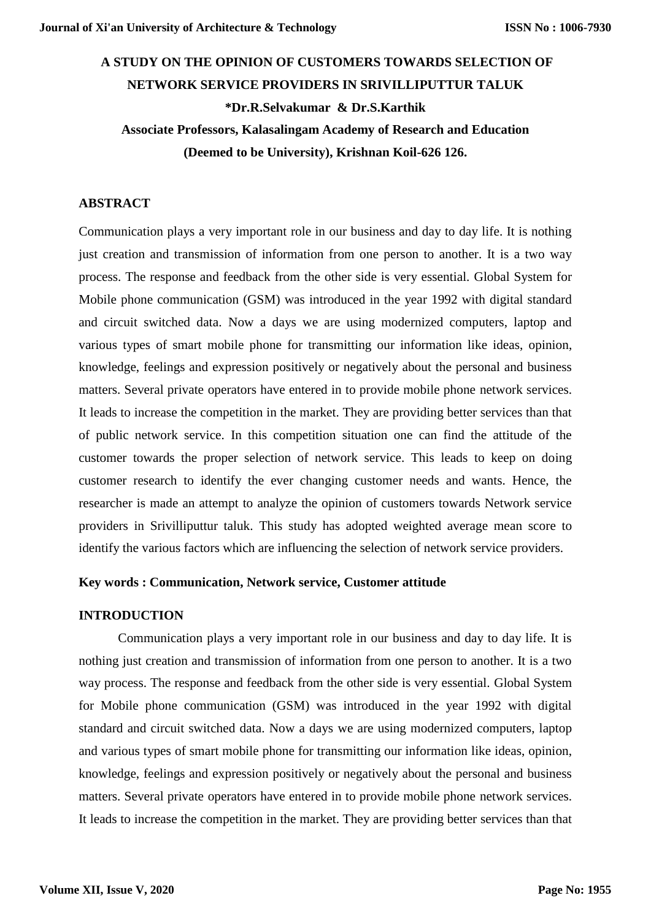# A STUDY ON THE OPINION OF CUSTOMERS TOWARDS SELECTION OF NETWORK SERVICE PROVIDERS IN SRIVILLIPUTTUR TALUK

**\*Dr.R.Selvakumar & Dr.S.Karthik**

**Associate Professors, Kalasalingam Academy of Research and Education (Deemed to be University), Krishnan Koil-626 126.**

## ABSTRACT

Communication plays a very important role in our business and day to day life. It is nothing just creation and transmission of information from one person to another. It is a two way process. The response and feedback from the other side is very essential. Global System for Mobile phone communication (GSM) was introduced in the year 1992 with digital standard and circuit switched data. Now a days we are using modernized computers, laptop and various types of smart mobile phone for transmitting our information like ideas, opinion, knowledge, feelings and expression positively or negatively about the personal and business matters. Several private operators have entered in to provide mobile phone network services. It leads to increase the competition in the market. They are providing better services than that of public network service. In this competition situation one can find the attitude of the customer towards the proper selection of network service. This leads to keep on doing customer research to identify the ever changing customer needs and wants. Hence, the researcher is made an attempt to analyze the opinion of customers towards Network service providers in Srivilliputtur taluk. This study has adopted weighted average mean score to identify the various factors which are influencing the selection of network service providers.

**Key words : Communication, Network service, Customer attitude**

## INTRODUCTION

Communication plays a very important role in our business and day to day life. It is nothing just creation and transmission of information from one person to another. It is a two way process. The response and feedback from the other side is very essential. Global System for Mobile phone communication (GSM) was introduced in the year 1992 with digital standard and circuit switched data. Now a days we are using modernized computers, laptop and various types of smart mobile phone for transmitting our information like ideas, opinion, knowledge, feelings and expression positively or negatively about the personal and business matters. Several private operators have entered in to provide mobile phone network services. It leads to increase the competition in the market. They are providing better services than that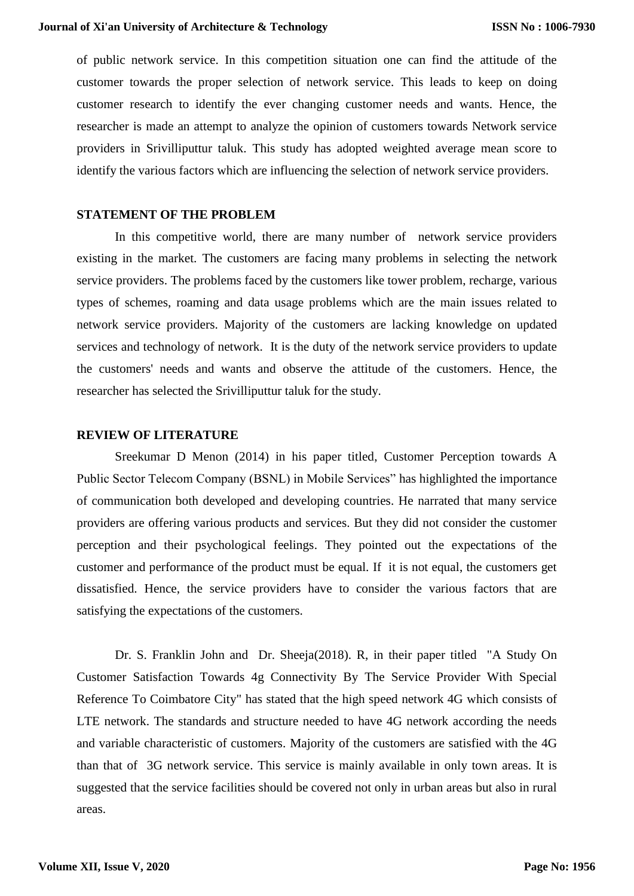of public network service. In this competition situation one can find the attitude of the customer towards the proper selection of network service. This leads to keep on doing customer research to identify the ever changing customer needs and wants. Hence, the researcher is made an attempt to analyze the opinion of customers towards Network service providers in Srivilliputtur taluk. This study has adopted weighted average mean score to identify the various factors which are influencing the selection of network service providers.

## STATEMENT OF THE PROBLEM

In this competitive world, there are many number of network service providers existing in the market. The customers are facing many problems in selecting the network service providers. The problems faced by the customers like tower problem, recharge, various types of schemes, roaming and data usage problems which are the main issues related to network service providers. Majority of the customers are lacking knowledge on updated services and technology of network. It is the duty of the network service providers to update the customers' needs and wants and observe the attitude of the customers. Hence, the researcher has selected the Srivilliputtur taluk for the study.

## REVIEW OF LITERATURE

Sreekumar D Menon (2014) in his paper titled, Customer Perception towards A Public Sector Telecom Company (BSNL) in Mobile Services" has highlighted the importance of communication both developed and developing countries. He narrated that many service providers are offering various products and services. But they did not consider the customer perception and their psychological feelings. They pointed out the expectations of the customer and performance of the product must be equal. If it is not equal, the customers get dissatisfied. Hence, the service providers have to consider the various factors that are satisfying the expectations of the customers.

Dr. S. Franklin John and Dr. Sheeja(2018). R, in their paper titled "A Study On Customer Satisfaction Towards 4g Connectivity By The Service Provider With Special Reference To Coimbatore City" has stated that the high speed network 4G which consists of LTE network. The standards and structure needed to have 4G network according the needs and variable characteristic of customers. Majority of the customers are satisfied with the 4G than that of 3G network service. This service is mainly available in only town areas. It is suggested that the service facilities should be covered not only in urban areas but also in rural areas.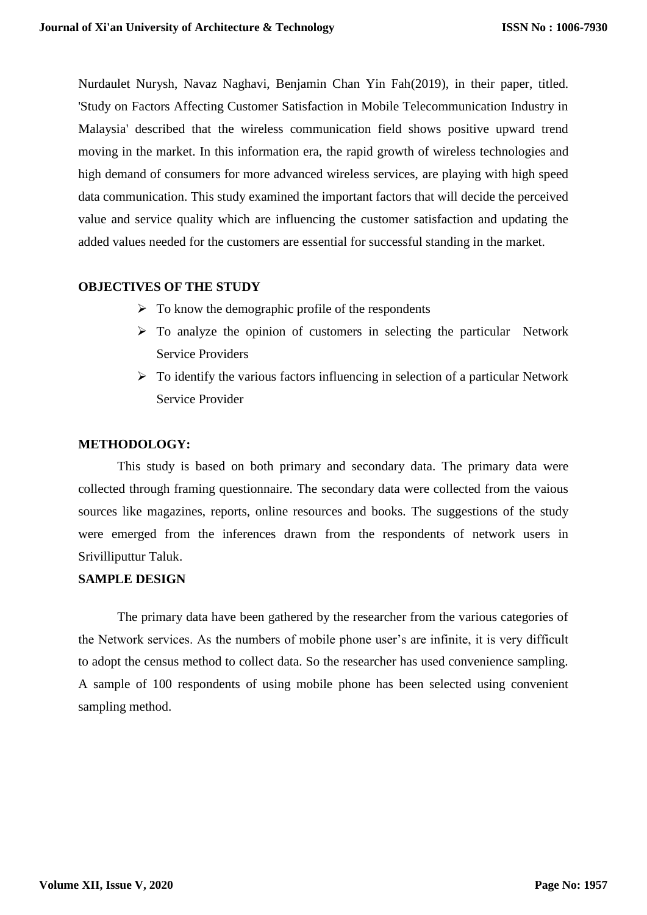Nurdaulet Nurysh, Navaz Naghavi, Benjamin Chan Yin Fah(2019), in their paper, titled. 'Study on Factors Affecting Customer Satisfaction in Mobile Telecommunication Industry in Malaysia' described that the wireless communication field shows positive upward trend moving in the market. In this information era, the rapid growth of wireless technologies and high demand of consumers for more advanced wireless services, are playing with high speed data communication. This study examined the important factors that will decide the perceived value and service quality which are influencing the customer satisfaction and updating the added values needed for the customers are essential for successful standing in the market.

## OBJECTIVES OF THE STUDY

- To know the demographic profile of the respondents
- To analyze the opinion of customers in selecting the particular Network Service Providers
- To identify the various factors influencing in selection of a particular Network Service Provider

## METHODOLOGY:

This study is based on both primary and secondary data. The primary data were collected through framing questionnaire. The secondary data were collected from the vaious sources like magazines, reports, online resources and books. The suggestions of the study were emerged from the inferences drawn from the respondents of network users in Srivilliputtur Taluk.

## SAMPLE DESIGN

The primary data have been gathered by the researcher from the various categories of the Network services. As the numbers of mobile phone user's are infinite, it is very difficult to adopt the census method to collect data. So the researcher has used convenience sampling. A sample of 100 respondents of using mobile phone has been selected using convenient sampling method.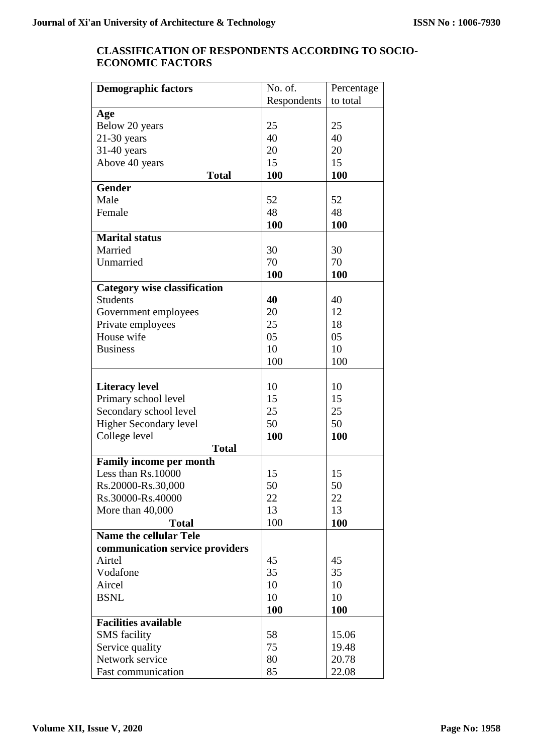## CLASSIFICATION OF RESPONDENTS ACCORDING TO SOCIO-ECONOMIC FACTORS

| Demographic factors | No. of. Respondents | Percentage to total |
|---|---|---|
| **Age** | | |
| Below 20 years | 25 | 25 |
| 21-30 years | 40 | 40 |
| 31-40 years | 20 | 20 |
| Above 40 years | 15 | 15 |
| **Total** | **100** | **100** |
| **Gender** | | |
| Male | 52 | 52 |
| Female | 48 | 48 |
| | **100** | **100** |
| **Marital status** | | |
| Married | 30 | 30 |
| Unmarried | 70 | 70 |
| | **100** | **100** |
| **Category wise classification** | | |
| Students | **40** | 40 |
| Government employees | 20 | 12 |
| Private employees | 25 | 18 |
| House wife | 05 | 05 |
| Business | 10 | 10 |
| | 100 | 100 |
| **Literacy level** | 10 | 10 |
| Primary school level | 15 | 15 |
| Secondary school level | 25 | 25 |
| Higher Secondary level | 50 | 50 |
| College level | **100** | **100** |
| **Total** | | |
| **Family income per month** | | |
| Less than Rs.10000 | 15 | 15 |
| Rs.20000-Rs.30,000 | 50 | 50 |
| Rs.30000-Rs.40000 | 22 | 22 |
| More than 40,000 | 13 | 13 |
| **Total** | 100 | **100** |
| **Name the cellular Tele communication service providers** | | |
| Airtel | 45 | 45 |
| Vodafone | 35 | 35 |
| Aircel | 10 | 10 |
| BSNL | 10 | 10 |
| | **100** | **100** |
| **Facilities available** | | |
| SMS facility | 58 | 15.06 |
| Service quality | 75 | 19.48 |
| Network service | 80 | 20.78 |
| Fast communication | 85 | 22.08 |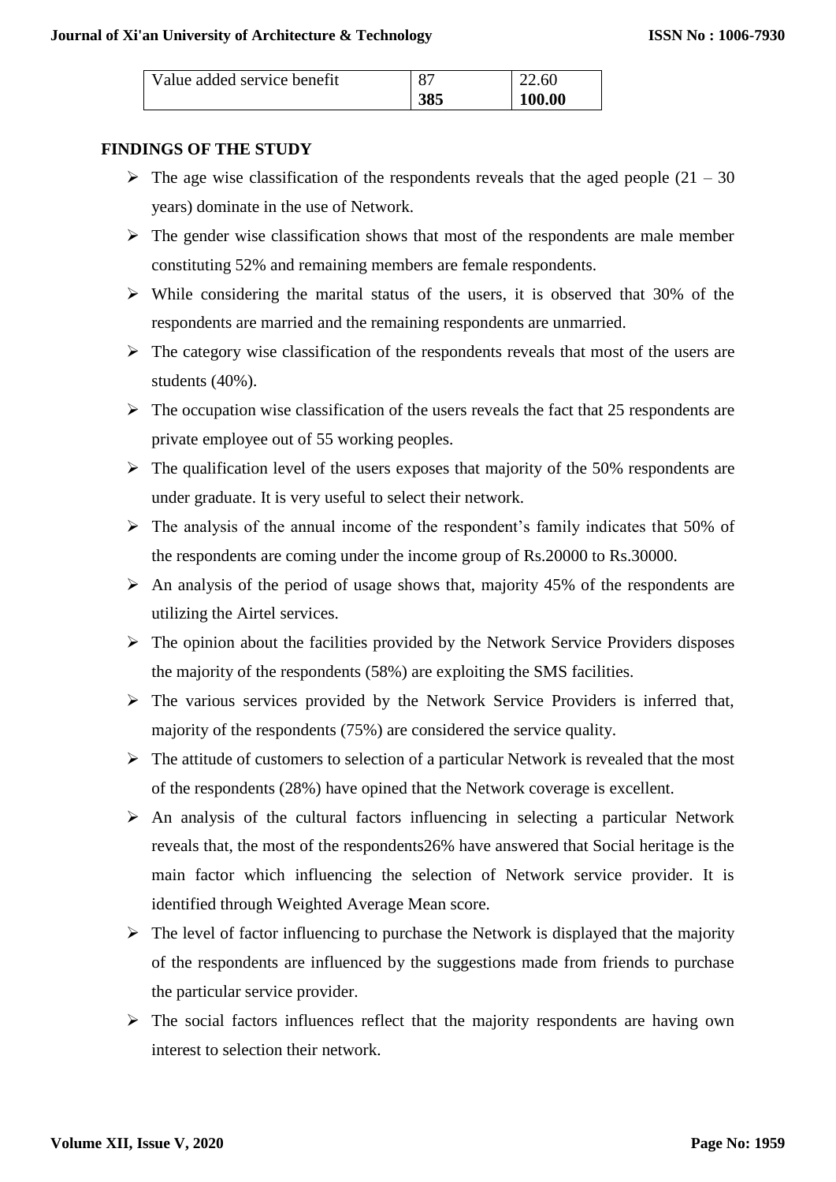| Value added service benefit | 87 | 22.60 |
|---|---|---|
| | **385** | **100.00** |

## FINDINGS OF THE STUDY

- The age wise classification of the respondents reveals that the aged people (21 – 30 years) dominate in the use of Network.
- The gender wise classification shows that most of the respondents are male member constituting 52% and remaining members are female respondents.
- While considering the marital status of the users, it is observed that 30% of the respondents are married and the remaining respondents are unmarried.
- The category wise classification of the respondents reveals that most of the users are students (40%).
- The occupation wise classification of the users reveals the fact that 25 respondents are private employee out of 55 working peoples.
- The qualification level of the users exposes that majority of the 50% respondents are under graduate. It is very useful to select their network.
- The analysis of the annual income of the respondent's family indicates that 50% of the respondents are coming under the income group of Rs.20000 to Rs.30000.
- An analysis of the period of usage shows that, majority 45% of the respondents are utilizing the Airtel services.
- The opinion about the facilities provided by the Network Service Providers disposes the majority of the respondents (58%) are exploiting the SMS facilities.
- The various services provided by the Network Service Providers is inferred that, majority of the respondents (75%) are considered the service quality.
- The attitude of customers to selection of a particular Network is revealed that the most of the respondents (28%) have opined that the Network coverage is excellent.
- An analysis of the cultural factors influencing in selecting a particular Network reveals that, the most of the respondents26% have answered that Social heritage is the main factor which influencing the selection of Network service provider. It is identified through Weighted Average Mean score.
- The level of factor influencing to purchase the Network is displayed that the majority of the respondents are influenced by the suggestions made from friends to purchase the particular service provider.
- The social factors influences reflect that the majority respondents are having own interest to selection their network.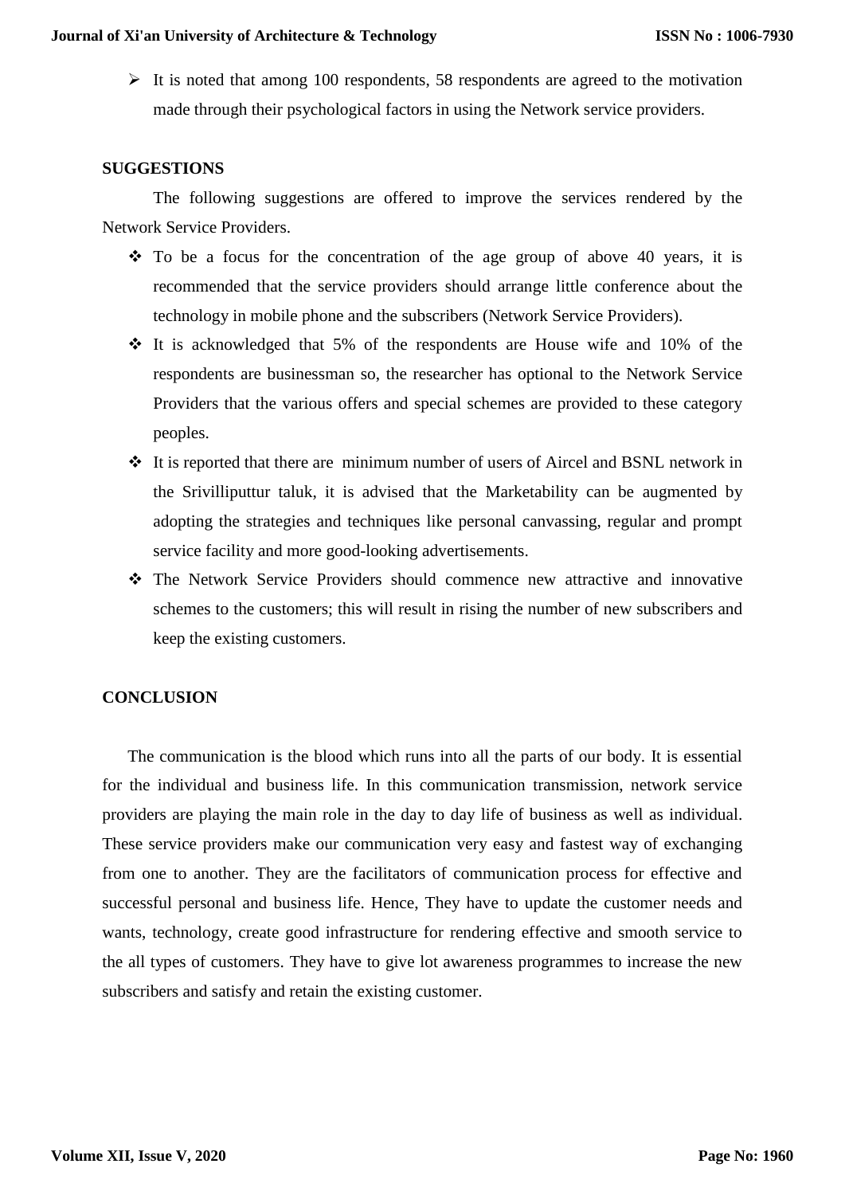- It is noted that among 100 respondents, 58 respondents are agreed to the motivation made through their psychological factors in using the Network service providers.

## SUGGESTIONS

The following suggestions are offered to improve the services rendered by the Network Service Providers.

- To be a focus for the concentration of the age group of above 40 years, it is recommended that the service providers should arrange little conference about the technology in mobile phone and the subscribers (Network Service Providers).
- It is acknowledged that 5% of the respondents are House wife and 10% of the respondents are businessman so, the researcher has optional to the Network Service Providers that the various offers and special schemes are provided to these category peoples.
- It is reported that there are minimum number of users of Aircel and BSNL network in the Srivilliputtur taluk, it is advised that the Marketability can be augmented by adopting the strategies and techniques like personal canvassing, regular and prompt service facility and more good-looking advertisements.
- The Network Service Providers should commence new attractive and innovative schemes to the customers; this will result in rising the number of new subscribers and keep the existing customers.

## CONCLUSION

The communication is the blood which runs into all the parts of our body. It is essential for the individual and business life. In this communication transmission, network service providers are playing the main role in the day to day life of business as well as individual. These service providers make our communication very easy and fastest way of exchanging from one to another. They are the facilitators of communication process for effective and successful personal and business life. Hence, They have to update the customer needs and wants, technology, create good infrastructure for rendering effective and smooth service to the all types of customers. They have to give lot awareness programmes to increase the new subscribers and satisfy and retain the existing customer.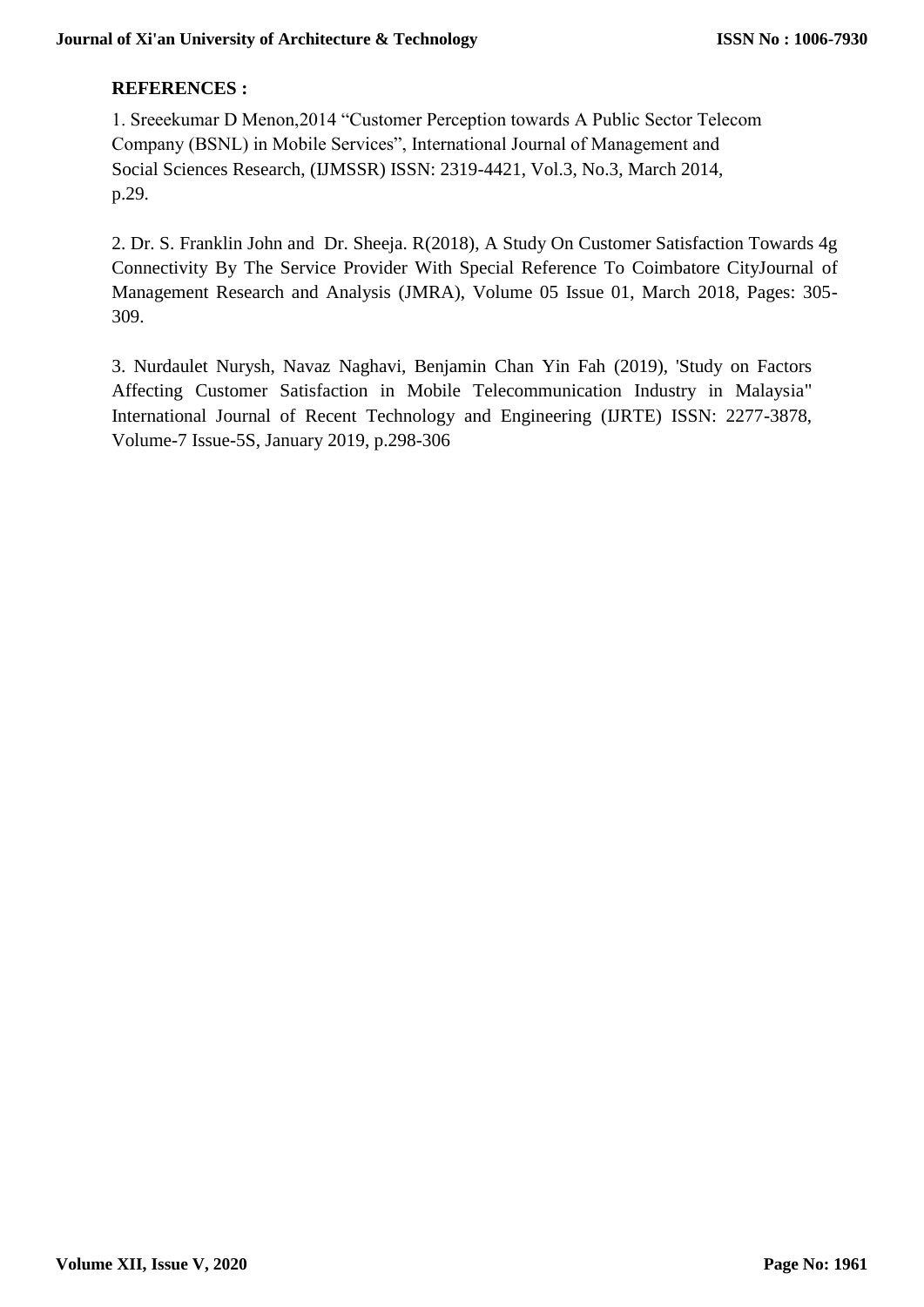**REFERENCES :**

1. Sreeekumar D Menon,2014 "Customer Perception towards A Public Sector Telecom Company (BSNL) in Mobile Services", International Journal of Management and Social Sciences Research, (IJMSSR) ISSN: 2319-4421, Vol.3, No.3, March 2014, p.29.

2. Dr. S. Franklin John and Dr. Sheeja. R(2018), A Study On Customer Satisfaction Towards 4g Connectivity By The Service Provider With Special Reference To Coimbatore CityJournal of Management Research and Analysis (JMRA), Volume 05 Issue 01, March 2018, Pages: 305-309.

3. Nurdaulet Nurysh, Navaz Naghavi, Benjamin Chan Yin Fah (2019), 'Study on Factors Affecting Customer Satisfaction in Mobile Telecommunication Industry in Malaysia" International Journal of Recent Technology and Engineering (IJRTE) ISSN: 2277-3878, Volume-7 Issue-5S, January 2019, p.298-306